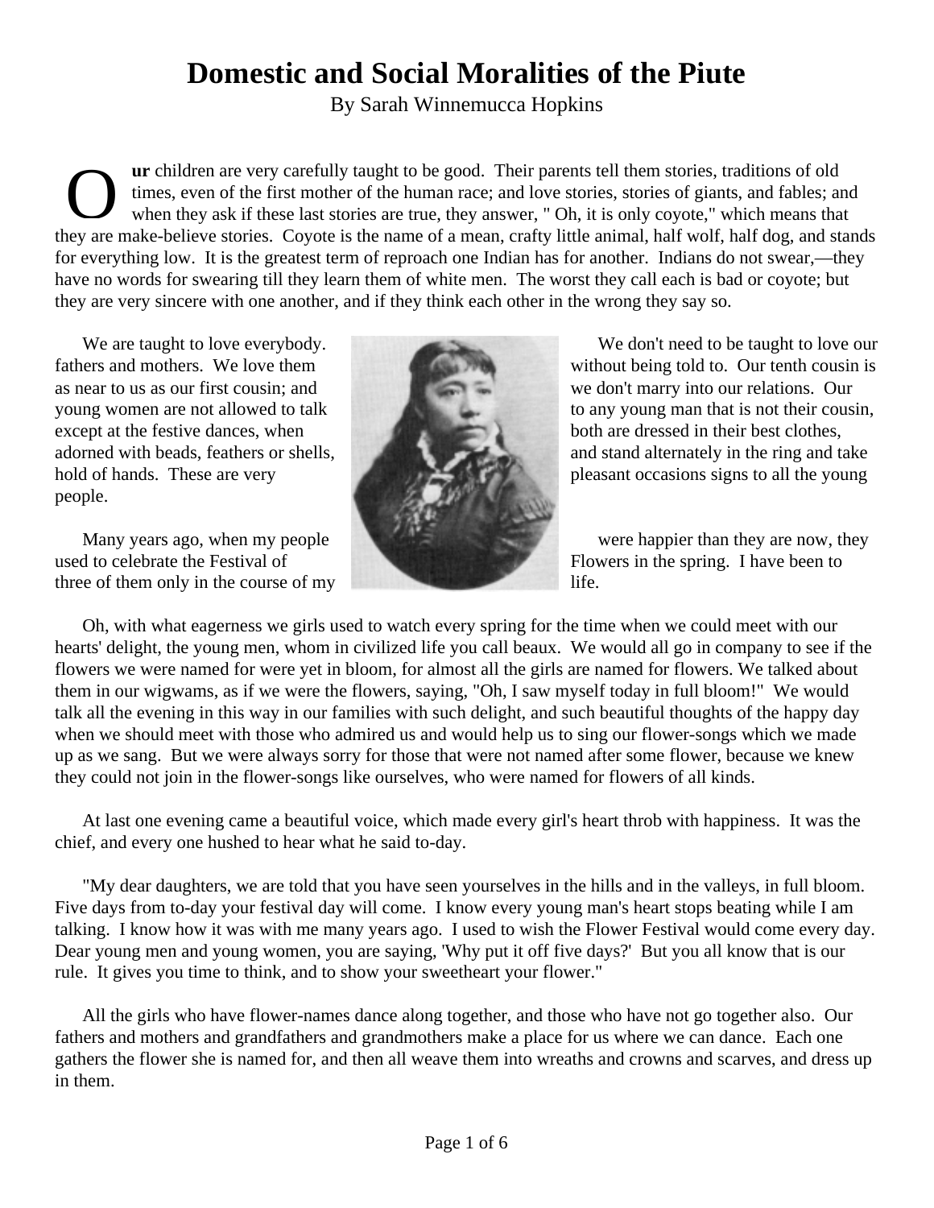# Domestic and Social Moralities of the Piute

By Sarah Winnemucca Hopkins

**Our** children are very carefully taught to be good. Their parents tell them stories, traditions of old times, even of the first mother of the human race; and love stories, stories of giants, and fables; and when they ask if these last stories are true, they answer, " Oh, it is only coyote," which means that they are make-believe stories. Coyote is the name of a mean, crafty little animal, half wolf, half dog, and stands for everything low. It is the greatest term of reproach one Indian has for another. Indians do not swear,—they have no words for swearing till they learn them of white men. The worst they call each is bad or coyote; but they are very sincere with one another, and if they think each other in the wrong they say so.

We are taught to love everybody. We don't need to be taught to love our fathers and mothers. We love them without being told to. Our tenth cousin is as near to us as our first cousin; and we don't marry into our relations. Our young women are not allowed to talk to any young man that is not their cousin, except at the festive dances, when both are dressed in their best clothes, adorned with beads, feathers or shells, and stand alternately in the ring and take hold of hands. These are very pleasant occasions signs to all the young people.

Many years ago, when my people were happier than they are now, they used to celebrate the Festival of Flowers in the spring. I have been to three of them only in the course of my life.

Oh, with what eagerness we girls used to watch every spring for the time when we could meet with our hearts' delight, the young men, whom in civilized life you call beaux. We would all go in company to see if the flowers we were named for were yet in bloom, for almost all the girls are named for flowers. We talked about them in our wigwams, as if we were the flowers, saying, "Oh, I saw myself today in full bloom!" We would talk all the evening in this way in our families with such delight, and such beautiful thoughts of the happy day when we should meet with those who admired us and would help us to sing our flower-songs which we made up as we sang. But we were always sorry for those that were not named after some flower, because we knew they could not join in the flower-songs like ourselves, who were named for flowers of all kinds.

At last one evening came a beautiful voice, which made every girl's heart throb with happiness. It was the chief, and every one hushed to hear what he said to-day.

"My dear daughters, we are told that you have seen yourselves in the hills and in the valleys, in full bloom. Five days from to-day your festival day will come. I know every young man's heart stops beating while I am talking. I know how it was with me many years ago. I used to wish the Flower Festival would come every day. Dear young men and young women, you are saying, 'Why put it off five days?' But you all know that is our rule. It gives you time to think, and to show your sweetheart your flower."

All the girls who have flower-names dance along together, and those who have not go together also. Our fathers and mothers and grandfathers and grandmothers make a place for us where we can dance. Each one gathers the flower she is named for, and then all weave them into wreaths and crowns and scarves, and dress up in them.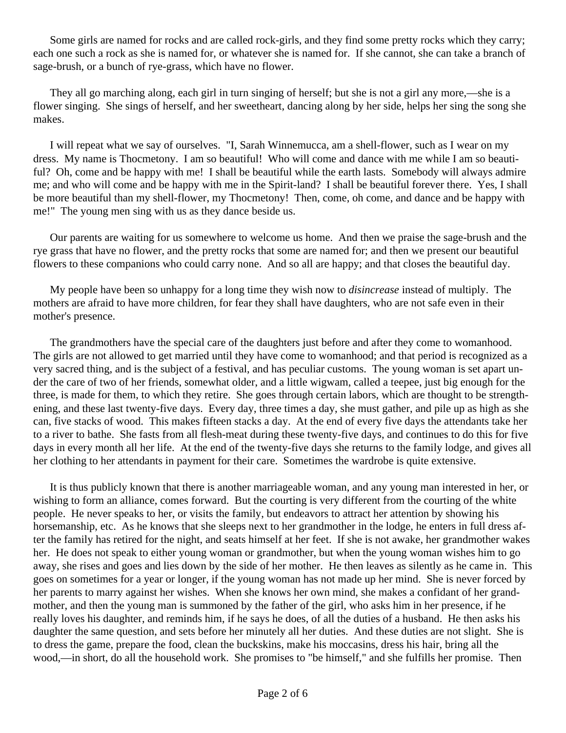Some girls are named for rocks and are called rock-girls, and they find some pretty rocks which they carry; each one such a rock as she is named for, or whatever she is named for. If she cannot, she can take a branch of sage-brush, or a bunch of rye-grass, which have no flower.

They all go marching along, each girl in turn singing of herself; but she is not a girl any more,—she is a flower singing. She sings of herself, and her sweetheart, dancing along by her side, helps her sing the song she makes.

I will repeat what we say of ourselves. "I, Sarah Winnemucca, am a shell-flower, such as I wear on my dress. My name is Thocmetony. I am so beautiful! Who will come and dance with me while I am so beautiful? Oh, come and be happy with me! I shall be beautiful while the earth lasts. Somebody will always admire me; and who will come and be happy with me in the Spirit-land? I shall be beautiful forever there. Yes, I shall be more beautiful than my shell-flower, my Thocmetony! Then, come, oh come, and dance and be happy with me!" The young men sing with us as they dance beside us.

Our parents are waiting for us somewhere to welcome us home. And then we praise the sage-brush and the rye grass that have no flower, and the pretty rocks that some are named for; and then we present our beautiful flowers to these companions who could carry none. And so all are happy; and that closes the beautiful day.

My people have been so unhappy for a long time they wish now to *disincrease* instead of multiply. The mothers are afraid to have more children, for fear they shall have daughters, who are not safe even in their mother's presence.

The grandmothers have the special care of the daughters just before and after they come to womanhood. The girls are not allowed to get married until they have come to womanhood; and that period is recognized as a very sacred thing, and is the subject of a festival, and has peculiar customs. The young woman is set apart under the care of two of her friends, somewhat older, and a little wigwam, called a teepee, just big enough for the three, is made for them, to which they retire. She goes through certain labors, which are thought to be strengthening, and these last twenty-five days. Every day, three times a day, she must gather, and pile up as high as she can, five stacks of wood. This makes fifteen stacks a day. At the end of every five days the attendants take her to a river to bathe. She fasts from all flesh-meat during these twenty-five days, and continues to do this for five days in every month all her life. At the end of the twenty-five days she returns to the family lodge, and gives all her clothing to her attendants in payment for their care. Sometimes the wardrobe is quite extensive.

It is thus publicly known that there is another marriageable woman, and any young man interested in her, or wishing to form an alliance, comes forward. But the courting is very different from the courting of the white people. He never speaks to her, or visits the family, but endeavors to attract her attention by showing his horsemanship, etc. As he knows that she sleeps next to her grandmother in the lodge, he enters in full dress after the family has retired for the night, and seats himself at her feet. If she is not awake, her grandmother wakes her. He does not speak to either young woman or grandmother, but when the young woman wishes him to go away, she rises and goes and lies down by the side of her mother. He then leaves as silently as he came in. This goes on sometimes for a year or longer, if the young woman has not made up her mind. She is never forced by her parents to marry against her wishes. When she knows her own mind, she makes a confidant of her grandmother, and then the young man is summoned by the father of the girl, who asks him in her presence, if he really loves his daughter, and reminds him, if he says he does, of all the duties of a husband. He then asks his daughter the same question, and sets before her minutely all her duties. And these duties are not slight. She is to dress the game, prepare the food, clean the buckskins, make his moccasins, dress his hair, bring all the wood,—in short, do all the household work. She promises to "be himself," and she fulfills her promise. Then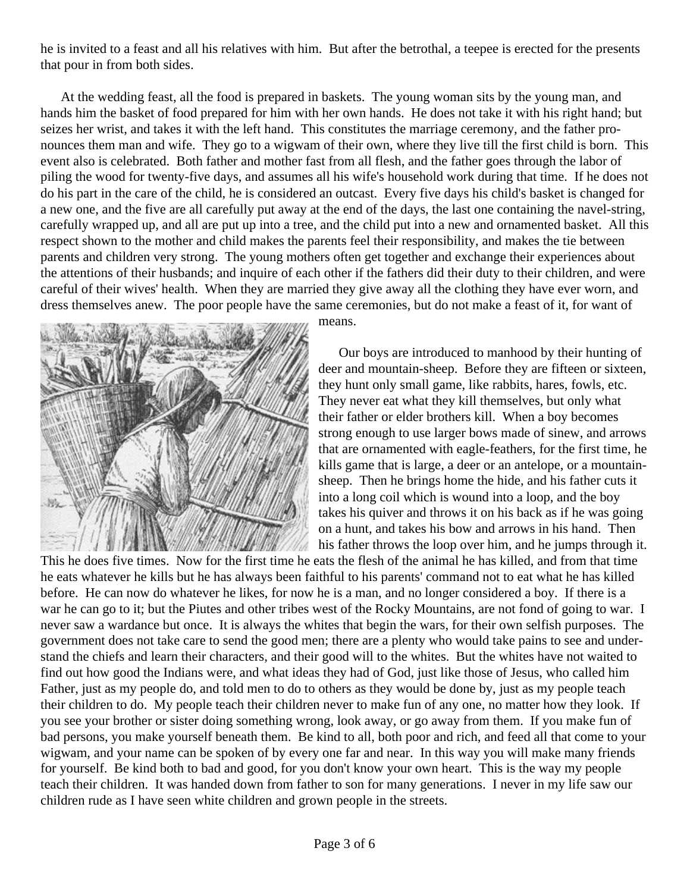he is invited to a feast and all his relatives with him. But after the betrothal, a teepee is erected for the presents that pour in from both sides.

At the wedding feast, all the food is prepared in baskets. The young woman sits by the young man, and hands him the basket of food prepared for him with her own hands. He does not take it with his right hand; but seizes her wrist, and takes it with the left hand. This constitutes the marriage ceremony, and the father pronounces them man and wife. They go to a wigwam of their own, where they live till the first child is born. This event also is celebrated. Both father and mother fast from all flesh, and the father goes through the labor of piling the wood for twenty-five days, and assumes all his wife's household work during that time. If he does not do his part in the care of the child, he is considered an outcast. Every five days his child's basket is changed for a new one, and the five are all carefully put away at the end of the days, the last one containing the navel-string, carefully wrapped up, and all are put up into a tree, and the child put into a new and ornamented basket. All this respect shown to the mother and child makes the parents feel their responsibility, and makes the tie between parents and children very strong. The young mothers often get together and exchange their experiences about the attentions of their husbands; and inquire of each other if the fathers did their duty to their children, and were careful of their wives' health. When they are married they give away all the clothing they have ever worn, and dress themselves anew. The poor people have the same ceremonies, but do not make a feast of it, for want of means.

Our boys are introduced to manhood by their hunting of deer and mountain-sheep. Before they are fifteen or sixteen, they hunt only small game, like rabbits, hares, fowls, etc. They never eat what they kill themselves, but only what their father or elder brothers kill. When a boy becomes strong enough to use larger bows made of sinew, and arrows that are ornamented with eagle-feathers, for the first time, he kills game that is large, a deer or an antelope, or a mountain-sheep. Then he brings home the hide, and his father cuts it into a long coil which is wound into a loop, and the boy takes his quiver and throws it on his back as if he was going on a hunt, and takes his bow and arrows in his hand. Then his father throws the loop over him, and he jumps through it. This he does five times. Now for the first time he eats the flesh of the animal he has killed, and from that time he eats whatever he kills but he has always been faithful to his parents' command not to eat what he has killed before. He can now do whatever he likes, for now he is a man, and no longer considered a boy. If there is a war he can go to it; but the Piutes and other tribes west of the Rocky Mountains, are not fond of going to war. I never saw a wardance but once. It is always the whites that begin the wars, for their own selfish purposes. The government does not take care to send the good men; there are a plenty who would take pains to see and understand the chiefs and learn their characters, and their good will to the whites. But the whites have not waited to find out how good the Indians were, and what ideas they had of God, just like those of Jesus, who called him Father, just as my people do, and told men to do to others as they would be done by, just as my people teach their children to do. My people teach their children never to make fun of any one, no matter how they look. If you see your brother or sister doing something wrong, look away, or go away from them. If you make fun of bad persons, you make yourself beneath them. Be kind to all, both poor and rich, and feed all that come to your wigwam, and your name can be spoken of by every one far and near. In this way you will make many friends for yourself. Be kind both to bad and good, for you don't know your own heart. This is the way my people teach their children. It was handed down from father to son for many generations. I never in my life saw our children rude as I have seen white children and grown people in the streets.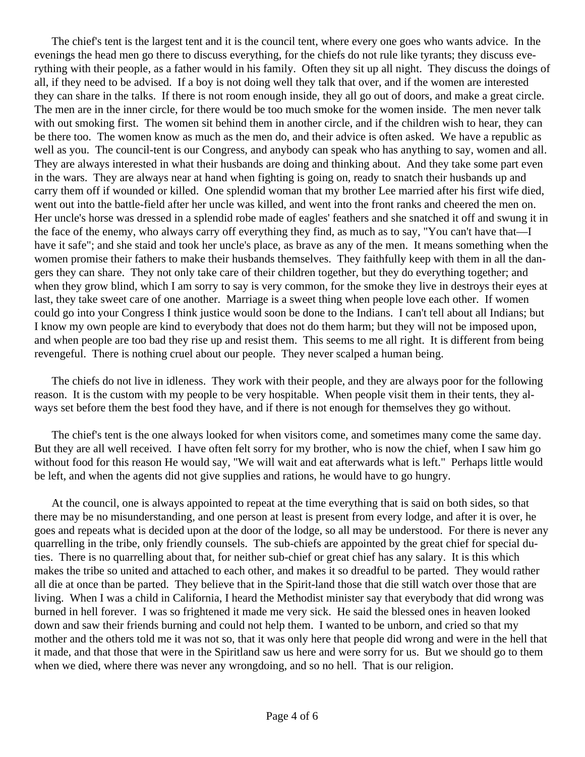The chief's tent is the largest tent and it is the council tent, where every one goes who wants advice. In the evenings the head men go there to discuss everything, for the chiefs do not rule like tyrants; they discuss everything with their people, as a father would in his family. Often they sit up all night. They discuss the doings of all, if they need to be advised. If a boy is not doing well they talk that over, and if the women are interested they can share in the talks. If there is not room enough inside, they all go out of doors, and make a great circle. The men are in the inner circle, for there would be too much smoke for the women inside. The men never talk with out smoking first. The women sit behind them in another circle, and if the children wish to hear, they can be there too. The women know as much as the men do, and their advice is often asked. We have a republic as well as you. The council-tent is our Congress, and anybody can speak who has anything to say, women and all. They are always interested in what their husbands are doing and thinking about. And they take some part even in the wars. They are always near at hand when fighting is going on, ready to snatch their husbands up and carry them off if wounded or killed. One splendid woman that my brother Lee married after his first wife died, went out into the battle-field after her uncle was killed, and went into the front ranks and cheered the men on. Her uncle's horse was dressed in a splendid robe made of eagles' feathers and she snatched it off and swung it in the face of the enemy, who always carry off everything they find, as much as to say, "You can't have that—I have it safe"; and she staid and took her uncle's place, as brave as any of the men. It means something when the women promise their fathers to make their husbands themselves. They faithfully keep with them in all the dangers they can share. They not only take care of their children together, but they do everything together; and when they grow blind, which I am sorry to say is very common, for the smoke they live in destroys their eyes at last, they take sweet care of one another. Marriage is a sweet thing when people love each other. If women could go into your Congress I think justice would soon be done to the Indians. I can't tell about all Indians; but I know my own people are kind to everybody that does not do them harm; but they will not be imposed upon, and when people are too bad they rise up and resist them. This seems to me all right. It is different from being revengeful. There is nothing cruel about our people. They never scalped a human being.

The chiefs do not live in idleness. They work with their people, and they are always poor for the following reason. It is the custom with my people to be very hospitable. When people visit them in their tents, they always set before them the best food they have, and if there is not enough for themselves they go without.

The chief's tent is the one always looked for when visitors come, and sometimes many come the same day. But they are all well received. I have often felt sorry for my brother, who is now the chief, when I saw him go without food for this reason He would say, "We will wait and eat afterwards what is left." Perhaps little would be left, and when the agents did not give supplies and rations, he would have to go hungry.

At the council, one is always appointed to repeat at the time everything that is said on both sides, so that there may be no misunderstanding, and one person at least is present from every lodge, and after it is over, he goes and repeats what is decided upon at the door of the lodge, so all may be understood. For there is never any quarrelling in the tribe, only friendly counsels. The sub-chiefs are appointed by the great chief for special duties. There is no quarrelling about that, for neither sub-chief or great chief has any salary. It is this which makes the tribe so united and attached to each other, and makes it so dreadful to be parted. They would rather all die at once than be parted. They believe that in the Spirit-land those that die still watch over those that are living. When I was a child in California, I heard the Methodist minister say that everybody that did wrong was burned in hell forever. I was so frightened it made me very sick. He said the blessed ones in heaven looked down and saw their friends burning and could not help them. I wanted to be unborn, and cried so that my mother and the others told me it was not so, that it was only here that people did wrong and were in the hell that it made, and that those that were in the Spiritland saw us here and were sorry for us. But we should go to them when we died, where there was never any wrongdoing, and so no hell. That is our religion.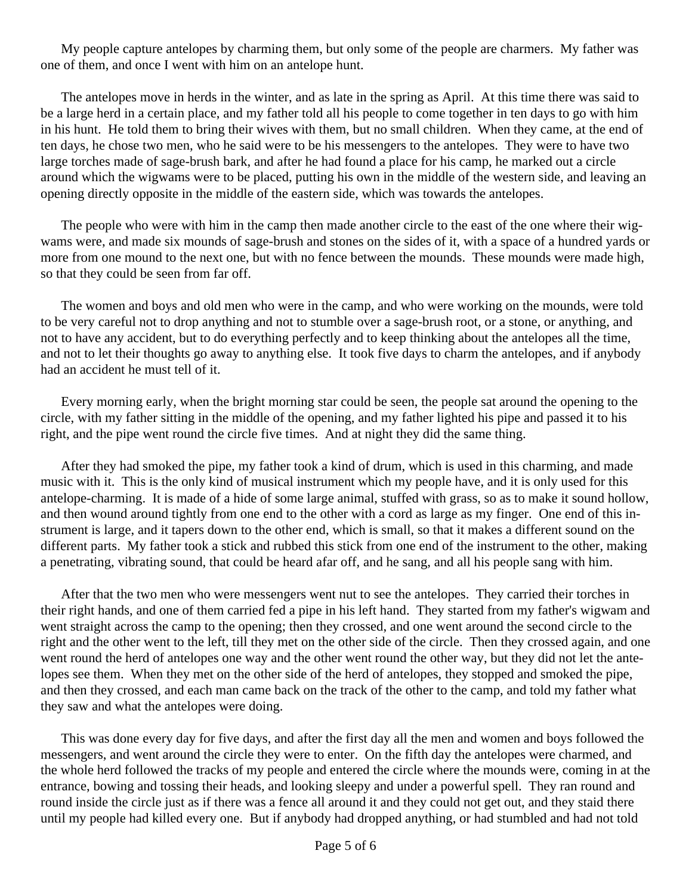My people capture antelopes by charming them, but only some of the people are charmers. My father was one of them, and once I went with him on an antelope hunt.

The antelopes move in herds in the winter, and as late in the spring as April. At this time there was said to be a large herd in a certain place, and my father told all his people to come together in ten days to go with him in his hunt. He told them to bring their wives with them, but no small children. When they came, at the end of ten days, he chose two men, who he said were to be his messengers to the antelopes. They were to have two large torches made of sage-brush bark, and after he had found a place for his camp, he marked out a circle around which the wigwams were to be placed, putting his own in the middle of the western side, and leaving an opening directly opposite in the middle of the eastern side, which was towards the antelopes.

The people who were with him in the camp then made another circle to the east of the one where their wigwams were, and made six mounds of sage-brush and stones on the sides of it, with a space of a hundred yards or more from one mound to the next one, but with no fence between the mounds. These mounds were made high, so that they could be seen from far off.

The women and boys and old men who were in the camp, and who were working on the mounds, were told to be very careful not to drop anything and not to stumble over a sage-brush root, or a stone, or anything, and not to have any accident, but to do everything perfectly and to keep thinking about the antelopes all the time, and not to let their thoughts go away to anything else. It took five days to charm the antelopes, and if anybody had an accident he must tell of it.

Every morning early, when the bright morning star could be seen, the people sat around the opening to the circle, with my father sitting in the middle of the opening, and my father lighted his pipe and passed it to his right, and the pipe went round the circle five times. And at night they did the same thing.

After they had smoked the pipe, my father took a kind of drum, which is used in this charming, and made music with it. This is the only kind of musical instrument which my people have, and it is only used for this antelope-charming. It is made of a hide of some large animal, stuffed with grass, so as to make it sound hollow, and then wound around tightly from one end to the other with a cord as large as my finger. One end of this instrument is large, and it tapers down to the other end, which is small, so that it makes a different sound on the different parts. My father took a stick and rubbed this stick from one end of the instrument to the other, making a penetrating, vibrating sound, that could be heard afar off, and he sang, and all his people sang with him.

After that the two men who were messengers went nut to see the antelopes. They carried their torches in their right hands, and one of them carried fed a pipe in his left hand. They started from my father's wigwam and went straight across the camp to the opening; then they crossed, and one went around the second circle to the right and the other went to the left, till they met on the other side of the circle. Then they crossed again, and one went round the herd of antelopes one way and the other went round the other way, but they did not let the antelopes see them. When they met on the other side of the herd of antelopes, they stopped and smoked the pipe, and then they crossed, and each man came back on the track of the other to the camp, and told my father what they saw and what the antelopes were doing.

This was done every day for five days, and after the first day all the men and women and boys followed the messengers, and went around the circle they were to enter. On the fifth day the antelopes were charmed, and the whole herd followed the tracks of my people and entered the circle where the mounds were, coming in at the entrance, bowing and tossing their heads, and looking sleepy and under a powerful spell. They ran round and round inside the circle just as if there was a fence all around it and they could not get out, and they staid there until my people had killed every one. But if anybody had dropped anything, or had stumbled and had not told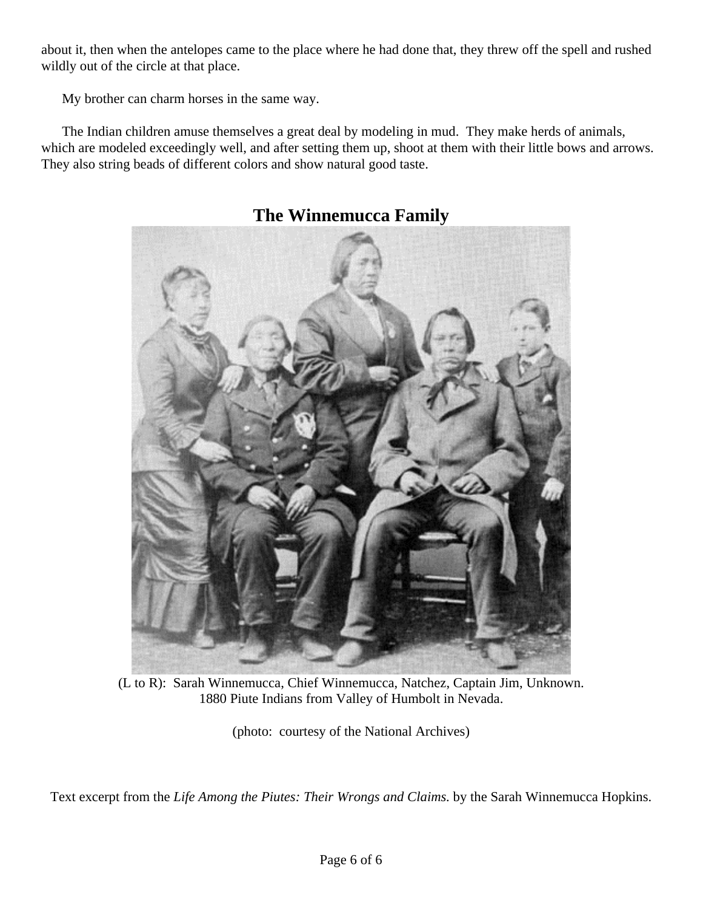about it, then when the antelopes came to the place where he had done that, they threw off the spell and rushed wildly out of the circle at that place.

My brother can charm horses in the same way.

The Indian children amuse themselves a great deal by modeling in mud. They make herds of animals, which are modeled exceedingly well, and after setting them up, shoot at them with their little bows and arrows. They also string beads of different colors and show natural good taste.

## The Winnemucca Family

(L to R): Sarah Winnemucca, Chief Winnemucca, Natchez, Captain Jim, Unknown.
1880 Piute Indians from Valley of Humbolt in Nevada.

(photo: courtesy of the National Archives)

Text excerpt from the *Life Among the Piutes: Their Wrongs and Claims.* by the Sarah Winnemucca Hopkins.